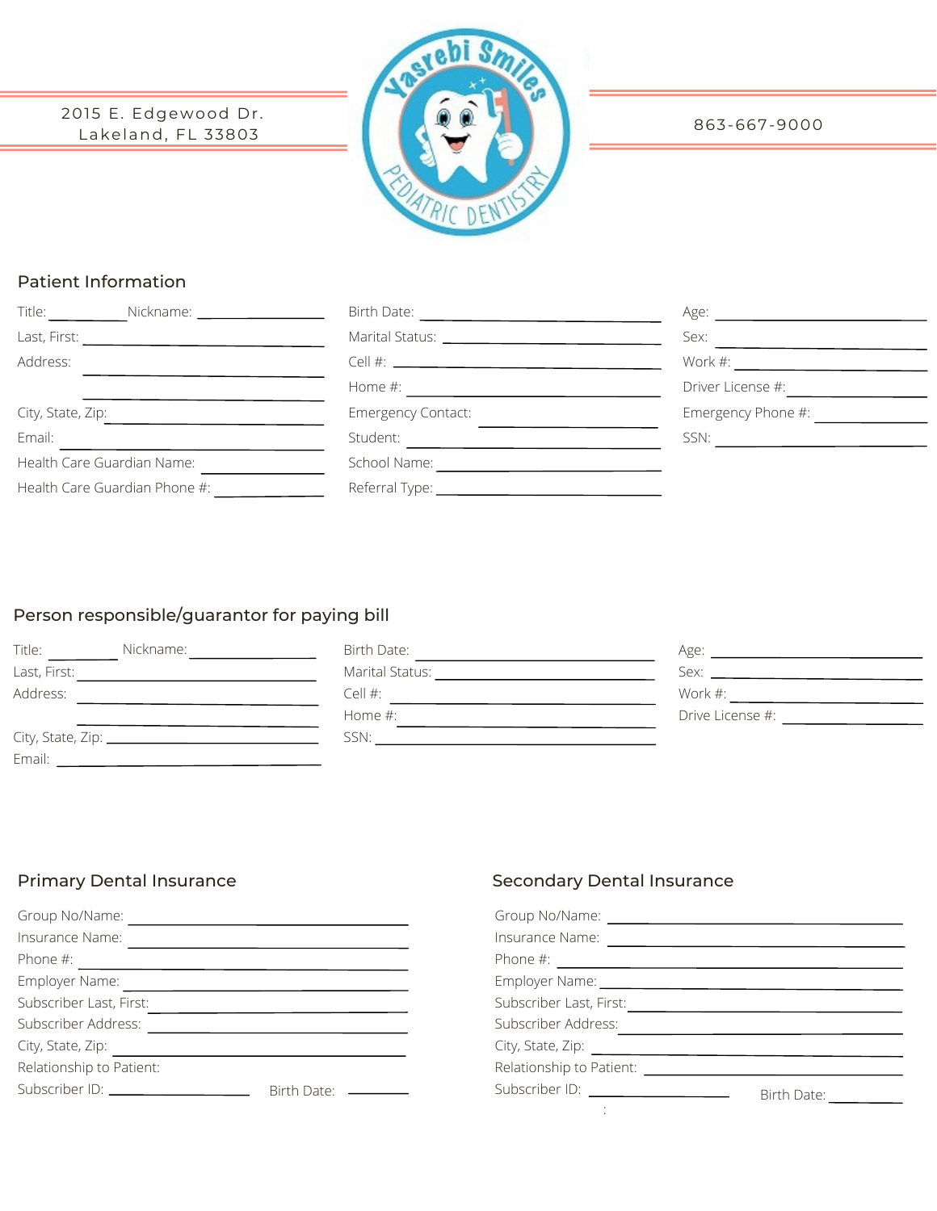2015 E. Edgewood Dr.
Lakeland, FL 33803

Yasrebi Smiles Pediatric Dentistry

863-667-9000

## Patient Information

Title: ______ Nickname: ______

Last, First: ______

Address: ______

______

City, State, Zip: ______

Email: ______

Health Care Guardian Name: ______

Health Care Guardian Phone #: ______

Birth Date: ______

Marital Status: ______

Cell #: ______

Home #: ______

Emergency Contact: ______

Student: ______

School Name: ______

Referral Type: ______

Age: ______

Sex: ______

Work #: ______

Driver License #: ______

Emergency Phone #: ______

SSN: ______

## Person responsible/guarantor for paying bill

Title: ______ Nickname: ______

Last, First: ______

Address: ______

______

City, State, Zip: ______

Email: ______

Birth Date: ______

Marital Status: ______

Cell #: ______

Home #: ______

SSN: ______

Age: ______

Sex: ______

Work #: ______

Drive License #: ______

## Primary Dental Insurance

Group No/Name: ______

Insurance Name: ______

Phone #: ______

Employer Name: ______

Subscriber Last, First: ______

Subscriber Address: ______

City, State, Zip: ______

Relationship to Patient:

Subscriber ID: ______ Birth Date: ______

## Secondary Dental Insurance

Group No/Name: ______

Insurance Name: ______

Phone #: ______

Employer Name: ______

Subscriber Last, First: ______

Subscriber Address: ______

City, State, Zip: ______

Relationship to Patient: ______

Subscriber ID: ______ Birth Date: ______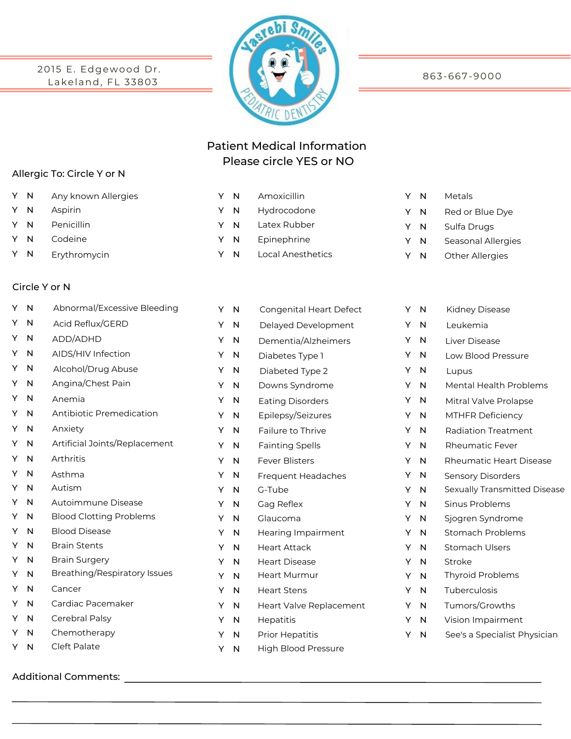2015 E. Edgewood Dr.
Lakeland, FL 33803

Yasrebi Smiles Pediatric Dentistry

863-667-9000

## Patient Medical Information
## Please circle YES or NO

### Allergic To: Circle Y or N

- Y N Any known Allergies
- Y N Aspirin
- Y N Penicillin
- Y N Codeine
- Y N Erythromycin
- Y N Amoxicillin
- Y N Hydrocodone
- Y N Latex Rubber
- Y N Epinephrine
- Y N Local Anesthetics
- Y N Metals
- Y N Red or Blue Dye
- Y N Sulfa Drugs
- Y N Seasonal Allergies
- Y N Other Allergies

### Circle Y or N

- Y N Abnormal/Excessive Bleeding
- Y N Acid Reflux/GERD
- Y N ADD/ADHD
- Y N AIDS/HIV Infection
- Y N Alcohol/Drug Abuse
- Y N Angina/Chest Pain
- Y N Anemia
- Y N Antibiotic Premedication
- Y N Anxiety
- Y N Artificial Joints/Replacement
- Y N Arthritis
- Y N Asthma
- Y N Autism
- Y N Autoimmune Disease
- Y N Blood Clotting Problems
- Y N Blood Disease
- Y N Brain Stents
- Y N Brain Surgery
- Y N Breathing/Respiratory Issues
- Y N Cancer
- Y N Cardiac Pacemaker
- Y N Cerebral Palsy
- Y N Chemotherapy
- Y N Cleft Palate
- Y N Congenital Heart Defect
- Y N Delayed Development
- Y N Dementia/Alzheimers
- Y N Diabetes Type 1
- Y N Diabeted Type 2
- Y N Downs Syndrome
- Y N Eating Disorders
- Y N Epilepsy/Seizures
- Y N Failure to Thrive
- Y N Fainting Spells
- Y N Fever Blisters
- Y N Frequent Headaches
- Y N G-Tube
- Y N Gag Reflex
- Y N Glaucoma
- Y N Hearing Impairment
- Y N Heart Attack
- Y N Heart Disease
- Y N Heart Murmur
- Y N Heart Stens
- Y N Heart Valve Replacement
- Y N Hepatitis
- Y N Prior Hepatitis
- Y N High Blood Pressure
- Y N Kidney Disease
- Y N Leukemia
- Y N Liver Disease
- Y N Low Blood Pressure
- Y N Lupus
- Y N Mental Health Problems
- Y N Mitral Valve Prolapse
- Y N MTHFR Deficiency
- Y N Radiation Treatment
- Y N Rheumatic Fever
- Y N Rheumatic Heart Disease
- Y N Sensory Disorders
- Y N Sexually Transmitted Disease
- Y N Sinus Problems
- Y N Sjogren Syndrome
- Y N Stomach Problems
- Y N Stomach Ulsers
- Y N Stroke
- Y N Thyroid Problems
- Y N Tuberculosis
- Y N Tumors/Growths
- Y N Vision Impairment
- Y N See's a Specialist Physician

Additional Comments: ______________________________________________

______________________________________________

______________________________________________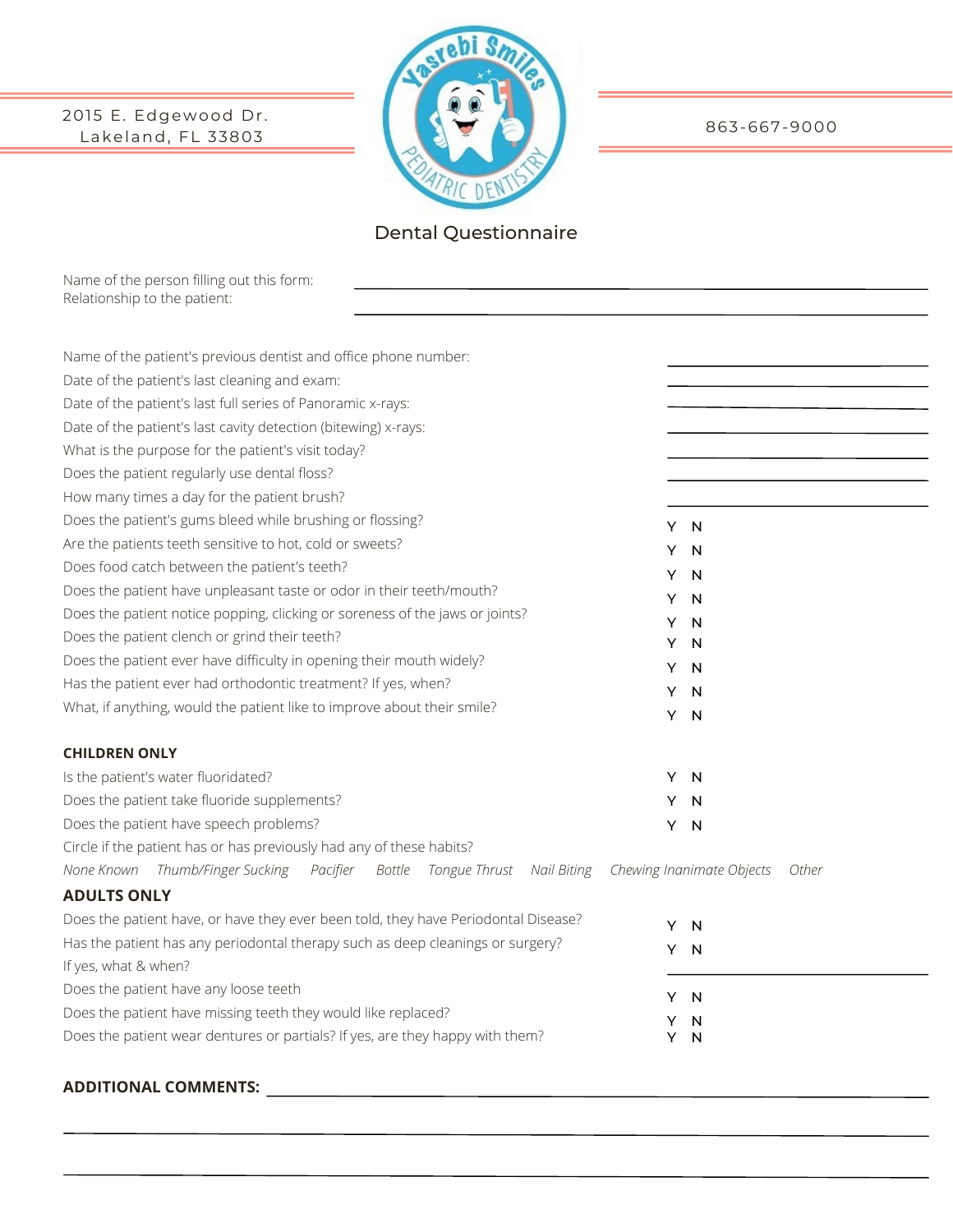2015 E. Edgewood Dr.
Lakeland, FL 33803

Yasrebi Smiles Pediatric Dentistry

863-667-9000

# Dental Questionnaire

Name of the person filling out this form: ______________________

Relationship to the patient: ______________________

Name of the patient's previous dentist and office phone number: ______________________

Date of the patient's last cleaning and exam: ______________________

Date of the patient's last full series of Panoramic x-rays: ______________________

Date of the patient's last cavity detection (bitewing) x-rays: ______________________

What is the purpose for the patient's visit today? ______________________

Does the patient regularly use dental floss? ______________________

How many times a day for the patient brush? ______________________

Does the patient's gums bleed while brushing or flossing? Y N

Are the patients teeth sensitive to hot, cold or sweets? Y N

Does food catch between the patient's teeth? Y N

Does the patient have unpleasant taste or odor in their teeth/mouth? Y N

Does the patient notice popping, clicking or soreness of the jaws or joints? Y N

Does the patient clench or grind their teeth? Y N

Does the patient ever have difficulty in opening their mouth widely? Y N

Has the patient ever had orthodontic treatment? If yes, when? Y N

What, if anything, would the patient like to improve about their smile? Y N

**CHILDREN ONLY**

Is the patient's water fluoridated? Y N

Does the patient take fluoride supplements? Y N

Does the patient have speech problems? Y N

Circle if the patient has or has previously had any of these habits?

*None Known* *Thumb/Finger Sucking* *Pacifier* *Bottle* *Tongue Thrust* *Nail Biting* *Chewing Inanimate Objects* *Other*

## ADULTS ONLY

Does the patient have, or have they ever been told, they have Periodontal Disease? Y N

Has the patient has any periodontal therapy such as deep cleanings or surgery? Y N

If yes, what & when? ______________________

Does the patient have any loose teeth Y N

Does the patient have missing teeth they would like replaced? Y N

Does the patient wear dentures or partials? If yes, are they happy with them? Y N Y N

**ADDITIONAL COMMENTS:** ______________________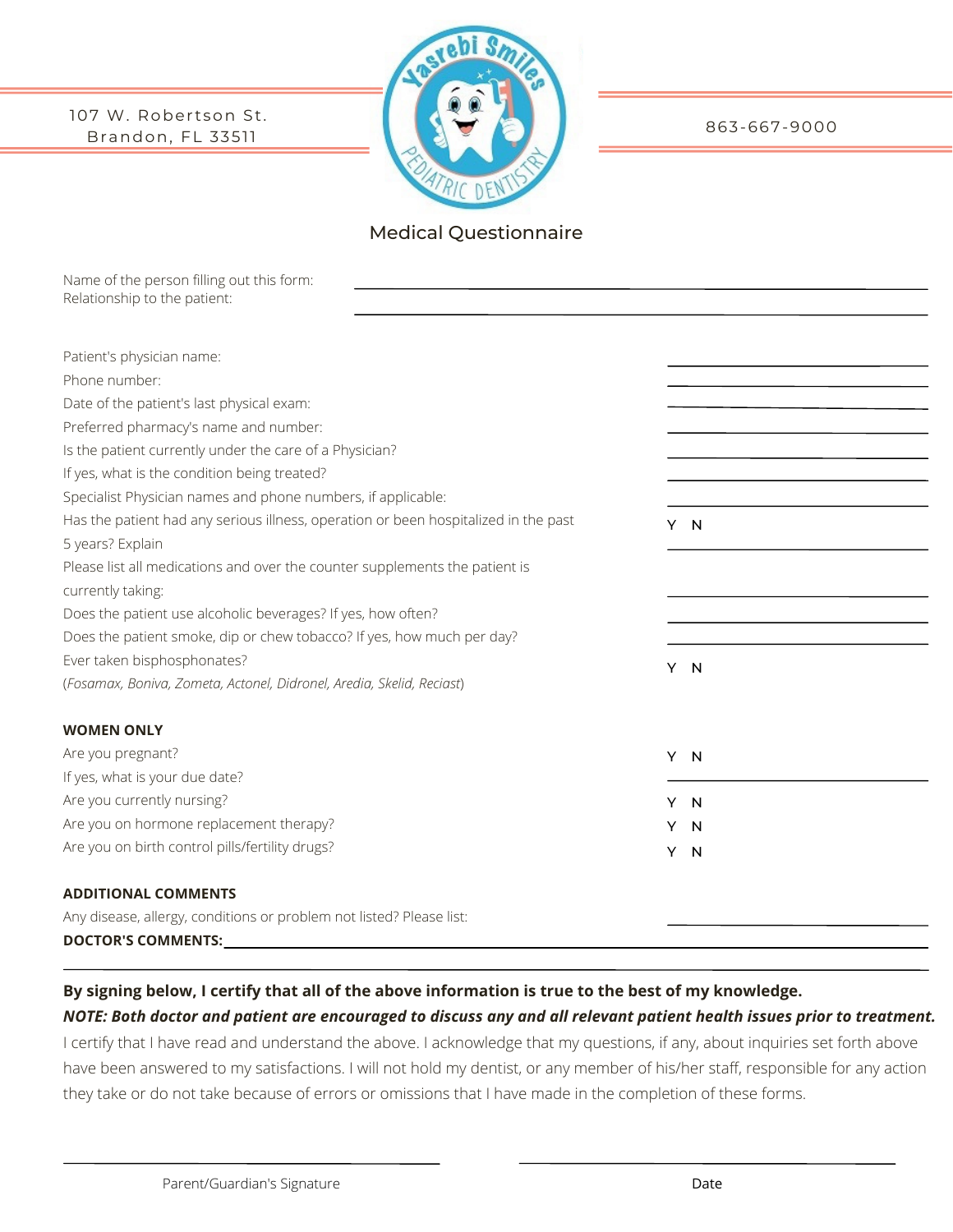107 W. Robertson St.
Brandon, FL 33511

Yasrebi Smiles
PEDIATRIC DENTISTRY

863-667-9000

# Medical Questionnaire

Name of the person filling out this form: ______________________
Relationship to the patient: ______________________

Patient's physician name: ______________________
Phone number: ______________________
Date of the patient's last physical exam: ______________________
Preferred pharmacy's name and number: ______________________
Is the patient currently under the care of a Physician? ______________________
If yes, what is the condition being treated? ______________________
Specialist Physician names and phone numbers, if applicable: ______________________
Has the patient had any serious illness, operation or been hospitalized in the past 5 years? Explain Y N ______________________
Please list all medications and over the counter supplements the patient is currently taking: ______________________
Does the patient use alcoholic beverages? If yes, how often? ______________________
Does the patient smoke, dip or chew tobacco? If yes, how much per day? ______________________
Ever taken bisphosphonates? Y N
(*Fosamax, Boniva, Zometa, Actonel, Didronel, Aredia, Skelid, Reciast*)

**WOMEN ONLY**

Are you pregnant? Y N
If yes, what is your due date? ______________________
Are you currently nursing? Y N
Are you on hormone replacement therapy? Y N
Are you on birth control pills/fertility drugs? Y N

**ADDITIONAL COMMENTS**

Any disease, allergy, conditions or problem not listed? Please list: ______________________
**DOCTOR'S COMMENTS:** ______________________

**By signing below, I certify that all of the above information is true to the best of my knowledge.**
***NOTE: Both doctor and patient are encouraged to discuss any and all relevant patient health issues prior to treatment.***
I certify that I have read and understand the above. I acknowledge that my questions, if any, about inquiries set forth above have been answered to my satisfactions. I will not hold my dentist, or any member of his/her staff, responsible for any action they take or do not take because of errors or omissions that I have made in the completion of these forms.

______________________ Parent/Guardian's Signature

______________________ Date